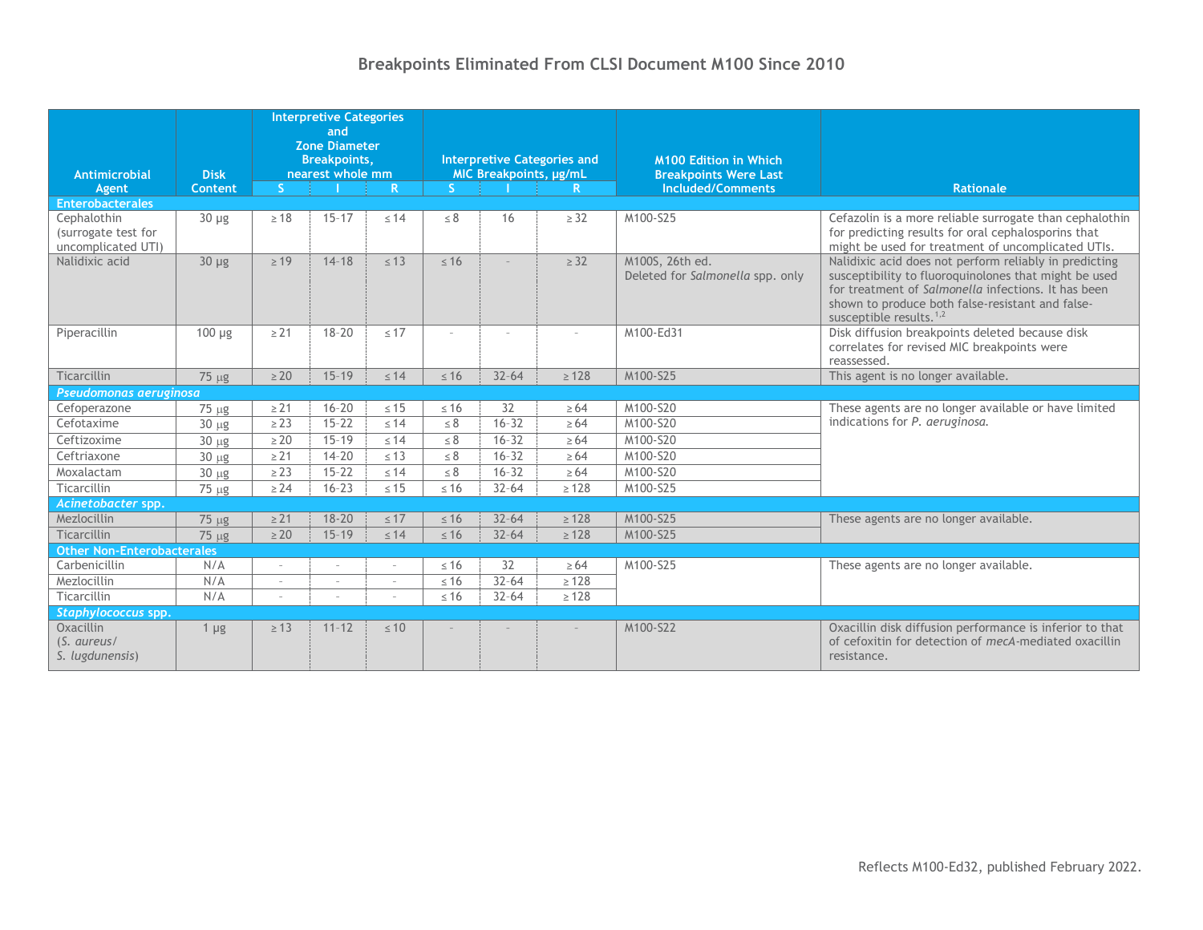# Breakpoints Eliminated From CLSI Document M100 Since 2010

| Antimicrobial Agent | Disk Content | Interpretive Categories and Zone Diameter Breakpoints, nearest whole mm | | | Interpretive Categories and MIC Breakpoints, µg/mL | | | M100 Edition in Which Breakpoints Were Last Included/Comments | Rationale |
|---|---|---|---|---|---|---|---|---|---|
| | | S | I | R | S | I | R | | |
| **Enterobacterales** | | | | | | | | | |
| Cephalothin (surrogate test for uncomplicated UTI) | 30 µg | ≥ 18 | 15-17 | ≤ 14 | ≤ 8 | 16 | ≥ 32 | M100-S25 | Cefazolin is a more reliable surrogate than cephalothin for predicting results for oral cephalosporins that might be used for treatment of uncomplicated UTIs. |
| Nalidixic acid | 30 µg | ≥ 19 | 14-18 | ≤ 13 | ≤ 16 | - | ≥ 32 | M100S, 26th ed. Deleted for *Salmonella* spp. only | Nalidixic acid does not perform reliably in predicting susceptibility to fluoroquinolones that might be used for treatment of *Salmonella* infections. It has been shown to produce both false-resistant and false-susceptible results.[1,2] |
| Piperacillin | 100 µg | ≥ 21 | 18-20 | ≤ 17 | - | - | - | M100-Ed31 | Disk diffusion breakpoints deleted because disk correlates for revised MIC breakpoints were reassessed. |
| Ticarcillin | 75 µg | ≥ 20 | 15-19 | ≤ 14 | ≤ 16 | 32-64 | ≥ 128 | M100-S25 | This agent is no longer available. |
| ***Pseudomonas aeruginosa*** | | | | | | | | | |
| Cefoperazone | 75 µg | ≥ 21 | 16-20 | ≤ 15 | ≤ 16 | 32 | ≥ 64 | M100-S20 | These agents are no longer available or have limited indications for *P. aeruginosa.* |
| Cefotaxime | 30 µg | ≥ 23 | 15-22 | ≤ 14 | ≤ 8 | 16-32 | ≥ 64 | M100-S20 | |
| Ceftizoxime | 30 µg | ≥ 20 | 15-19 | ≤ 14 | ≤ 8 | 16-32 | ≥ 64 | M100-S20 | |
| Ceftriaxone | 30 µg | ≥ 21 | 14-20 | ≤ 13 | ≤ 8 | 16-32 | ≥ 64 | M100-S20 | |
| Moxalactam | 30 µg | ≥ 23 | 15-22 | ≤ 14 | ≤ 8 | 16-32 | ≥ 64 | M100-S20 | |
| Ticarcillin | 75 µg | ≥ 24 | 16-23 | ≤ 15 | ≤ 16 | 32-64 | ≥ 128 | M100-S25 | |
| ***Acinetobacter* spp.** | | | | | | | | | |
| Mezlocillin | 75 µg | ≥ 21 | 18-20 | ≤ 17 | ≤ 16 | 32-64 | ≥ 128 | M100-S25 | These agents are no longer available. |
| Ticarcillin | 75 µg | ≥ 20 | 15-19 | ≤ 14 | ≤ 16 | 32-64 | ≥ 128 | M100-S25 | |
| **Other Non-Enterobacterales** | | | | | | | | | |
| Carbenicillin | N/A | - | - | - | ≤ 16 | 32 | ≥ 64 | M100-S25 | These agents are no longer available. |
| Mezlocillin | N/A | - | - | - | ≤ 16 | 32-64 | ≥ 128 | | |
| Ticarcillin | N/A | - | - | - | ≤ 16 | 32-64 | ≥ 128 | | |
| ***Staphylococcus* spp.** | | | | | | | | | |
| Oxacillin (*S. aureus*/ *S. lugdunensis*) | 1 µg | ≥ 13 | 11-12 | ≤ 10 | - | - | - | M100-S22 | Oxacillin disk diffusion performance is inferior to that of cefoxitin for detection of *mecA*-mediated oxacillin resistance. |

Reflects M100-Ed32, published February 2022.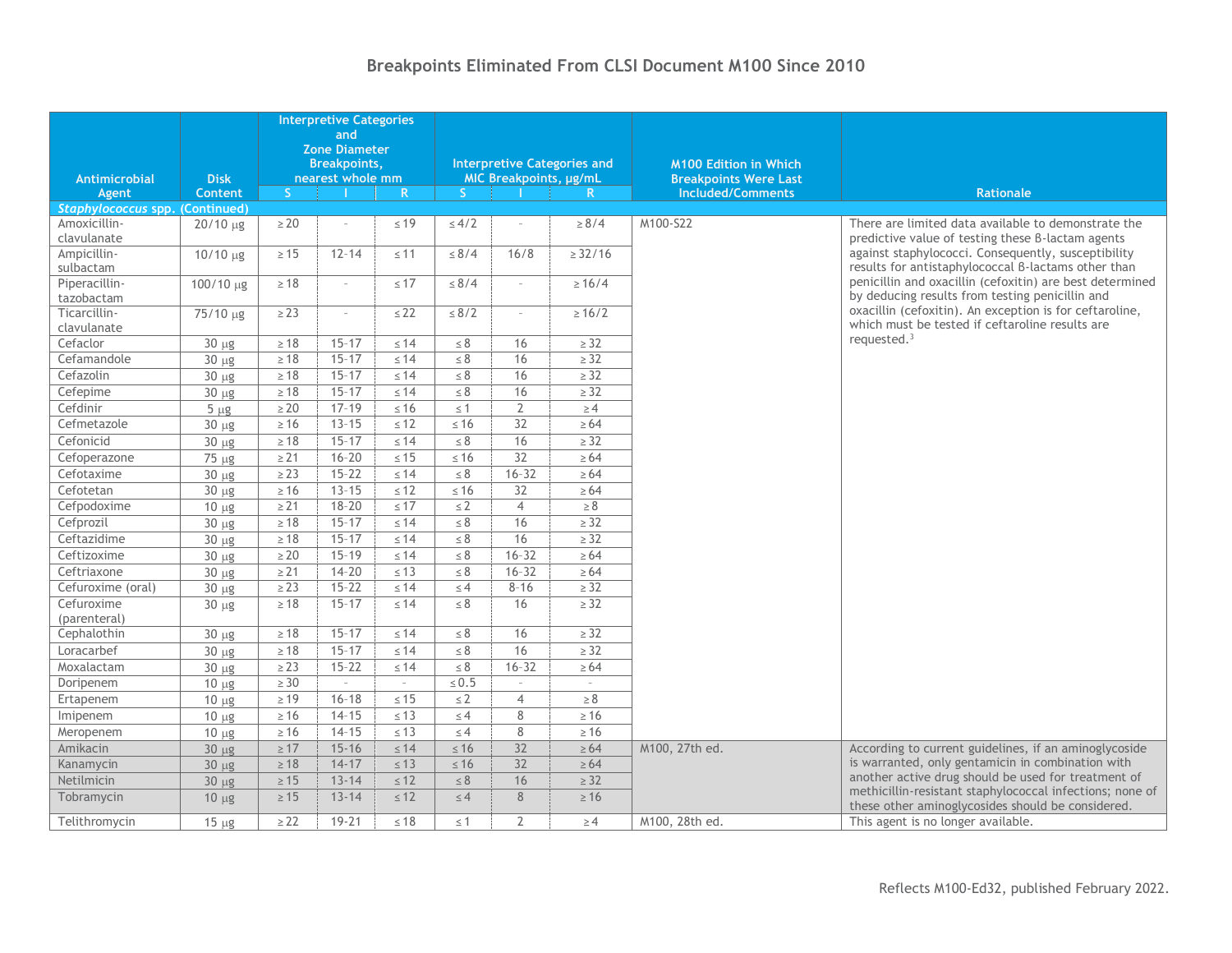## Breakpoints Eliminated From CLSI Document M100 Since 2010

| Antimicrobial Agent | Disk Content | Interpretive Categories and Zone Diameter Breakpoints, nearest whole mm | | | Interpretive Categories and MIC Breakpoints, µg/mL | | | M100 Edition in Which Breakpoints Were Last Included/Comments | Rationale |
|---|---|---|---|---|---|---|---|---|---|
| | | S | I | R | S | I | R | | |
| ***Staphylococcus* spp. (Continued)** | | | | | | | | | |
| Amoxicillin-clavulanate | 20/10 µg | ≥ 20 | - | ≤ 19 | ≤ 4/2 | - | ≥ 8/4 | M100-S22 | There are limited data available to demonstrate the predictive value of testing these β-lactam agents against staphylococci. Consequently, susceptibility results for antistaphylococcal β-lactams other than penicillin and oxacillin (cefoxitin) are best determined by deducing results from testing penicillin and oxacillin (cefoxitin). An exception is for ceftaroline, which must be tested if ceftaroline results are requested.[3] |
| Ampicillin-sulbactam | 10/10 µg | ≥ 15 | 12-14 | ≤ 11 | ≤ 8/4 | 16/8 | ≥ 32/16 | | |
| Piperacillin-tazobactam | 100/10 µg | ≥ 18 | - | ≤ 17 | ≤ 8/4 | - | ≥ 16/4 | | |
| Ticarcillin-clavulanate | 75/10 µg | ≥ 23 | - | ≤ 22 | ≤ 8/2 | - | ≥ 16/2 | | |
| Cefaclor | 30 µg | ≥ 18 | 15-17 | ≤ 14 | ≤ 8 | 16 | ≥ 32 | | |
| Cefamandole | 30 µg | ≥ 18 | 15-17 | ≤ 14 | ≤ 8 | 16 | ≥ 32 | | |
| Cefazolin | 30 µg | ≥ 18 | 15-17 | ≤ 14 | ≤ 8 | 16 | ≥ 32 | | |
| Cefepime | 30 µg | ≥ 18 | 15-17 | ≤ 14 | ≤ 8 | 16 | ≥ 32 | | |
| Cefdinir | 5 µg | ≥ 20 | 17-19 | ≤ 16 | ≤ 1 | 2 | ≥ 4 | | |
| Cefmetazole | 30 µg | ≥ 16 | 13-15 | ≤ 12 | ≤ 16 | 32 | ≥ 64 | | |
| Cefonicid | 30 µg | ≥ 18 | 15-17 | ≤ 14 | ≤ 8 | 16 | ≥ 32 | | |
| Cefoperazone | 75 µg | ≥ 21 | 16-20 | ≤ 15 | ≤ 16 | 32 | ≥ 64 | | |
| Cefotaxime | 30 µg | ≥ 23 | 15-22 | ≤ 14 | ≤ 8 | 16-32 | ≥ 64 | | |
| Cefotetan | 30 µg | ≥ 16 | 13-15 | ≤ 12 | ≤ 16 | 32 | ≥ 64 | | |
| Cefpodoxime | 10 µg | ≥ 21 | 18-20 | ≤ 17 | ≤ 2 | 4 | ≥ 8 | | |
| Cefprozil | 30 µg | ≥ 18 | 15-17 | ≤ 14 | ≤ 8 | 16 | ≥ 32 | | |
| Ceftazidime | 30 µg | ≥ 18 | 15-17 | ≤ 14 | ≤ 8 | 16 | ≥ 32 | | |
| Ceftizoxime | 30 µg | ≥ 20 | 15-19 | ≤ 14 | ≤ 8 | 16-32 | ≥ 64 | | |
| Ceftriaxone | 30 µg | ≥ 21 | 14-20 | ≤ 13 | ≤ 8 | 16-32 | ≥ 64 | | |
| Cefuroxime (oral) | 30 µg | ≥ 23 | 15-22 | ≤ 14 | ≤ 4 | 8-16 | ≥ 32 | | |
| Cefuroxime (parenteral) | 30 µg | ≥ 18 | 15-17 | ≤ 14 | ≤ 8 | 16 | ≥ 32 | | |
| Cephalothin | 30 µg | ≥ 18 | 15-17 | ≤ 14 | ≤ 8 | 16 | ≥ 32 | | |
| Loracarbef | 30 µg | ≥ 18 | 15-17 | ≤ 14 | ≤ 8 | 16 | ≥ 32 | | |
| Moxalactam | 30 µg | ≥ 23 | 15-22 | ≤ 14 | ≤ 8 | 16-32 | ≥ 64 | | |
| Doripenem | 10 µg | ≥ 30 | - | - | ≤ 0.5 | - | - | | |
| Ertapenem | 10 µg | ≥ 19 | 16-18 | ≤ 15 | ≤ 2 | 4 | ≥ 8 | | |
| Imipenem | 10 µg | ≥ 16 | 14-15 | ≤ 13 | ≤ 4 | 8 | ≥ 16 | | |
| Meropenem | 10 µg | ≥ 16 | 14-15 | ≤ 13 | ≤ 4 | 8 | ≥ 16 | | |
| Amikacin | 30 µg | ≥ 17 | 15-16 | ≤ 14 | ≤ 16 | 32 | ≥ 64 | M100, 27th ed. | According to current guidelines, if an aminoglycoside is warranted, only gentamicin in combination with another active drug should be used for treatment of methicillin-resistant staphylococcal infections; none of these other aminoglycosides should be considered. |
| Kanamycin | 30 µg | ≥ 18 | 14-17 | ≤ 13 | ≤ 16 | 32 | ≥ 64 | | |
| Netilmicin | 30 µg | ≥ 15 | 13-14 | ≤ 12 | ≤ 8 | 16 | ≥ 32 | | |
| Tobramycin | 10 µg | ≥ 15 | 13-14 | ≤ 12 | ≤ 4 | 8 | ≥ 16 | | |
| Telithromycin | 15 µg | ≥ 22 | 19-21 | ≤ 18 | ≤ 1 | 2 | ≥ 4 | M100, 28th ed. | This agent is no longer available. |

Reflects M100-Ed32, published February 2022.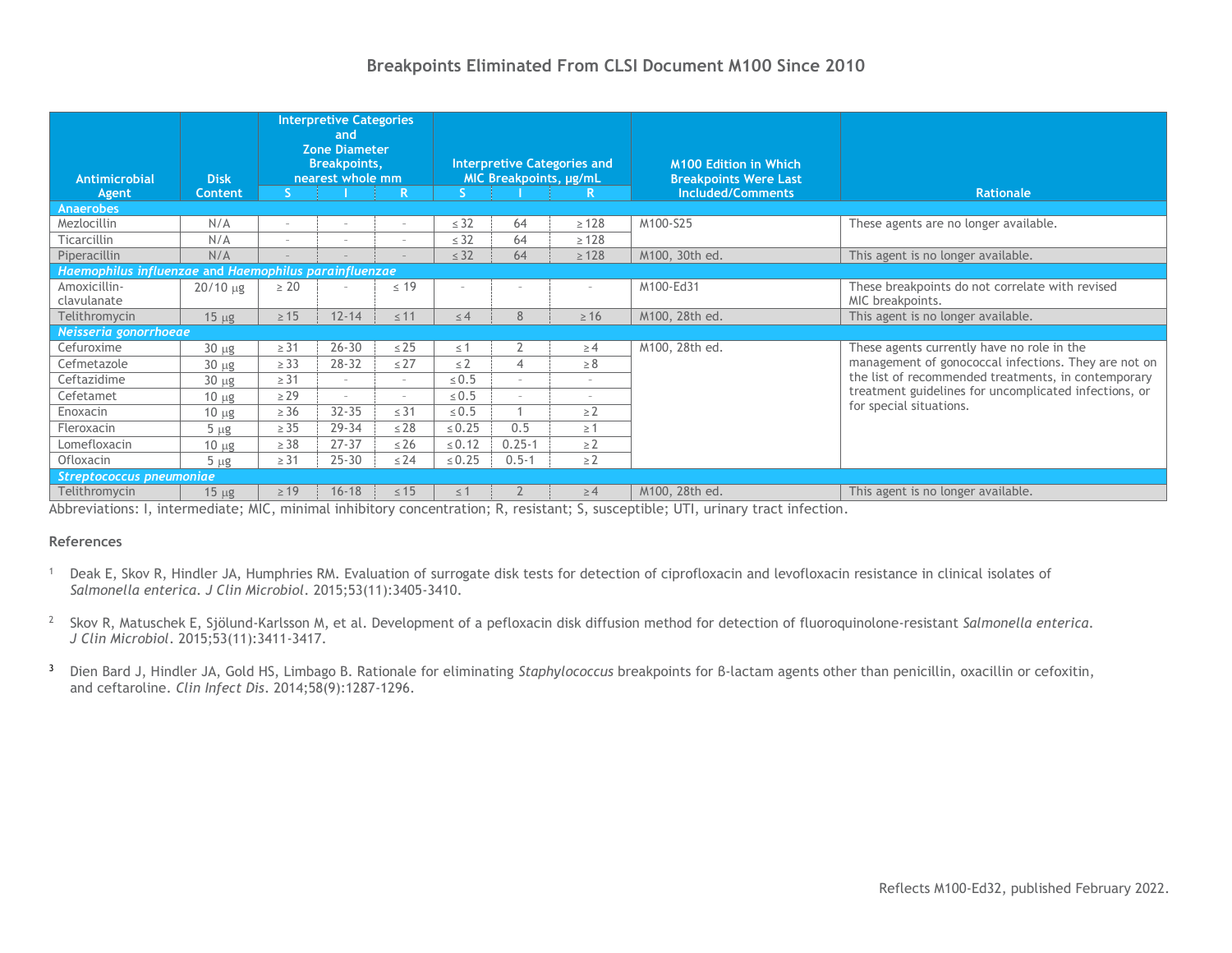## Breakpoints Eliminated From CLSI Document M100 Since 2010

| Antimicrobial Agent | Disk Content | Interpretive Categories and Zone Diameter Breakpoints, nearest whole mm | | | Interpretive Categories and MIC Breakpoints, μg/mL | | | M100 Edition in Which Breakpoints Were Last Included/Comments | Rationale |
|---|---|---|---|---|---|---|---|---|---|
| | | S | I | R | S | I | R | | |
| **Anaerobes** | | | | | | | | | |
| Mezlocillin | N/A | - | - | - | ≤ 32 | 64 | ≥ 128 | M100-S25 | These agents are no longer available. |
| Ticarcillin | N/A | - | - | - | ≤ 32 | 64 | ≥ 128 | | |
| Piperacillin | N/A | - | - | - | ≤ 32 | 64 | ≥ 128 | M100, 30th ed. | This agent is no longer available. |
| ***Haemophilus influenzae* and *Haemophilus parainfluenzae*** | | | | | | | | | |
| Amoxicillin-clavulanate | 20/10 μg | ≥ 20 | - | ≤ 19 | - | - | - | M100-Ed31 | These breakpoints do not correlate with revised MIC breakpoints. |
| Telithromycin | 15 μg | ≥ 15 | 12-14 | ≤ 11 | ≤ 4 | 8 | ≥ 16 | M100, 28th ed. | This agent is no longer available. |
| ***Neisseria gonorrhoeae*** | | | | | | | | | |
| Cefuroxime | 30 μg | ≥ 31 | 26-30 | ≤ 25 | ≤ 1 | 2 | ≥ 4 | M100, 28th ed. | These agents currently have no role in the management of gonococcal infections. They are not on the list of recommended treatments, in contemporary treatment guidelines for uncomplicated infections, or for special situations. |
| Cefmetazole | 30 μg | ≥ 33 | 28-32 | ≤ 27 | ≤ 2 | 4 | ≥ 8 | | |
| Ceftazidime | 30 μg | ≥ 31 | - | - | ≤ 0.5 | - | - | | |
| Cefetamet | 10 μg | ≥ 29 | - | - | ≤ 0.5 | - | - | | |
| Enoxacin | 10 μg | ≥ 36 | 32-35 | ≤ 31 | ≤ 0.5 | 1 | ≥ 2 | | |
| Fleroxacin | 5 μg | ≥ 35 | 29-34 | ≤ 28 | ≤ 0.25 | 0.5 | ≥ 1 | | |
| Lomefloxacin | 10 μg | ≥ 38 | 27-37 | ≤ 26 | ≤ 0.12 | 0.25-1 | ≥ 2 | | |
| Ofloxacin | 5 μg | ≥ 31 | 25-30 | ≤ 24 | ≤ 0.25 | 0.5-1 | ≥ 2 | | |
| ***Streptococcus pneumoniae*** | | | | | | | | | |
| Telithromycin | 15 μg | ≥ 19 | 16-18 | ≤ 15 | ≤ 1 | 2 | ≥ 4 | M100, 28th ed. | This agent is no longer available. |

Abbreviations: I, intermediate; MIC, minimal inhibitory concentration; R, resistant; S, susceptible; UTI, urinary tract infection.

### References

1. Deak E, Skov R, Hindler JA, Humphries RM. Evaluation of surrogate disk tests for detection of ciprofloxacin and levofloxacin resistance in clinical isolates of *Salmonella enterica*. *J Clin Microbiol*. 2015;53(11):3405-3410.

2. Skov R, Matuschek E, Sjölund-Karlsson M, et al. Development of a pefloxacin disk diffusion method for detection of fluoroquinolone-resistant *Salmonella enterica*. *J Clin Microbiol*. 2015;53(11):3411-3417.

3. Dien Bard J, Hindler JA, Gold HS, Limbago B. Rationale for eliminating *Staphylococcus* breakpoints for ß-lactam agents other than penicillin, oxacillin or cefoxitin, and ceftaroline. *Clin Infect Dis*. 2014;58(9):1287-1296.

Reflects M100-Ed32, published February 2022.